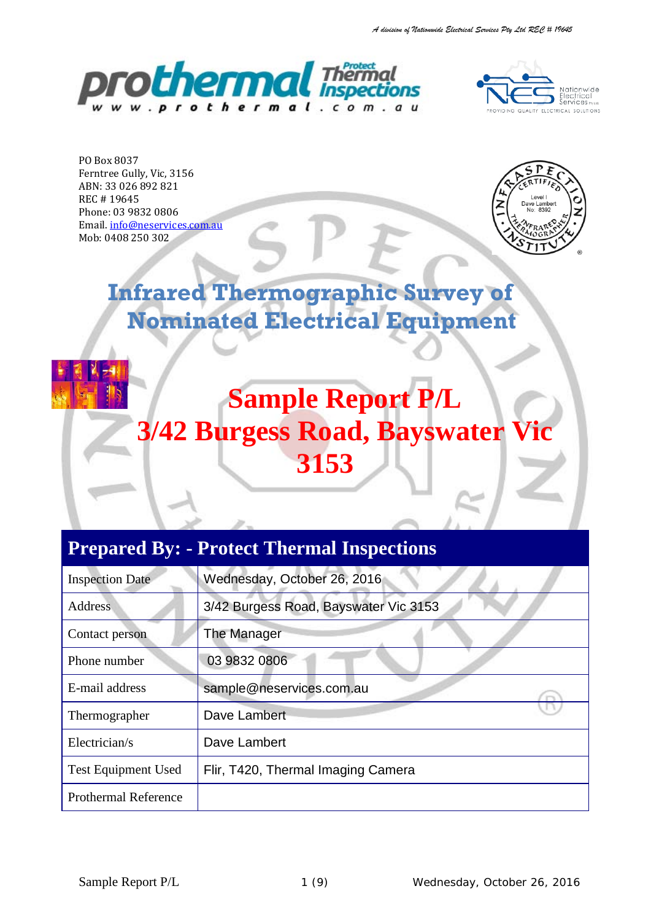A division of Nationwide Electrical Services Pty Ltd REC # 19645

PO Box 8037
Ferntree Gully, Vic, 3156
ABN: 33 026 892 821
REC # 19645
Phone: 03 9832 0806
Email. info@neservices.com.au
Mob: 0408 250 302

# Infrared Thermographic Survey of Nominated Electrical Equipment

# Sample Report P/L
# 3/42 Burgess Road, Bayswater Vic 3153

| Prepared By: - Protect Thermal Inspections | |
|---|---|
| Inspection Date | Wednesday, October 26, 2016 |
| Address | 3/42 Burgess Road, Bayswater Vic 3153 |
| Contact person | The Manager |
| Phone number | 03 9832 0806 |
| E-mail address | sample@neservices.com.au |
| Thermographer | Dave Lambert |
| Electrician/s | Dave Lambert |
| Test Equipment Used | Flir, T420, Thermal Imaging Camera |
| Prothermal Reference | |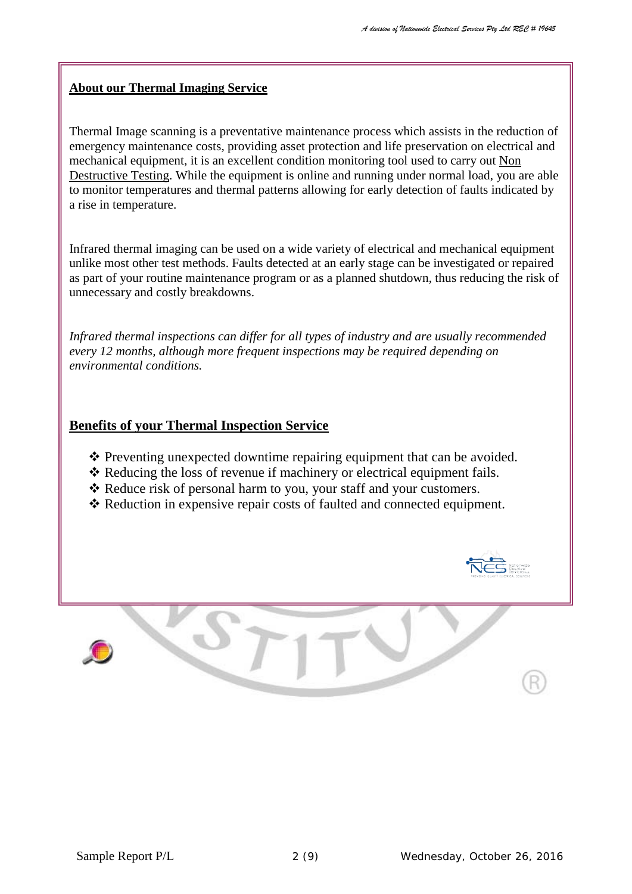## About our Thermal Imaging Service

Thermal Image scanning is a preventative maintenance process which assists in the reduction of emergency maintenance costs, providing asset protection and life preservation on electrical and mechanical equipment, it is an excellent condition monitoring tool used to carry out Non Destructive Testing. While the equipment is online and running under normal load, you are able to monitor temperatures and thermal patterns allowing for early detection of faults indicated by a rise in temperature.

Infrared thermal imaging can be used on a wide variety of electrical and mechanical equipment unlike most other test methods. Faults detected at an early stage can be investigated or repaired as part of your routine maintenance program or as a planned shutdown, thus reducing the risk of unnecessary and costly breakdowns.

*Infrared thermal inspections can differ for all types of industry and are usually recommended every 12 months, although more frequent inspections may be required depending on environmental conditions.*

## Benefits of your Thermal Inspection Service

- Preventing unexpected downtime repairing equipment that can be avoided.
- Reducing the loss of revenue if machinery or electrical equipment fails.
- Reduce risk of personal harm to you, your staff and your customers.
- Reduction in expensive repair costs of faulted and connected equipment.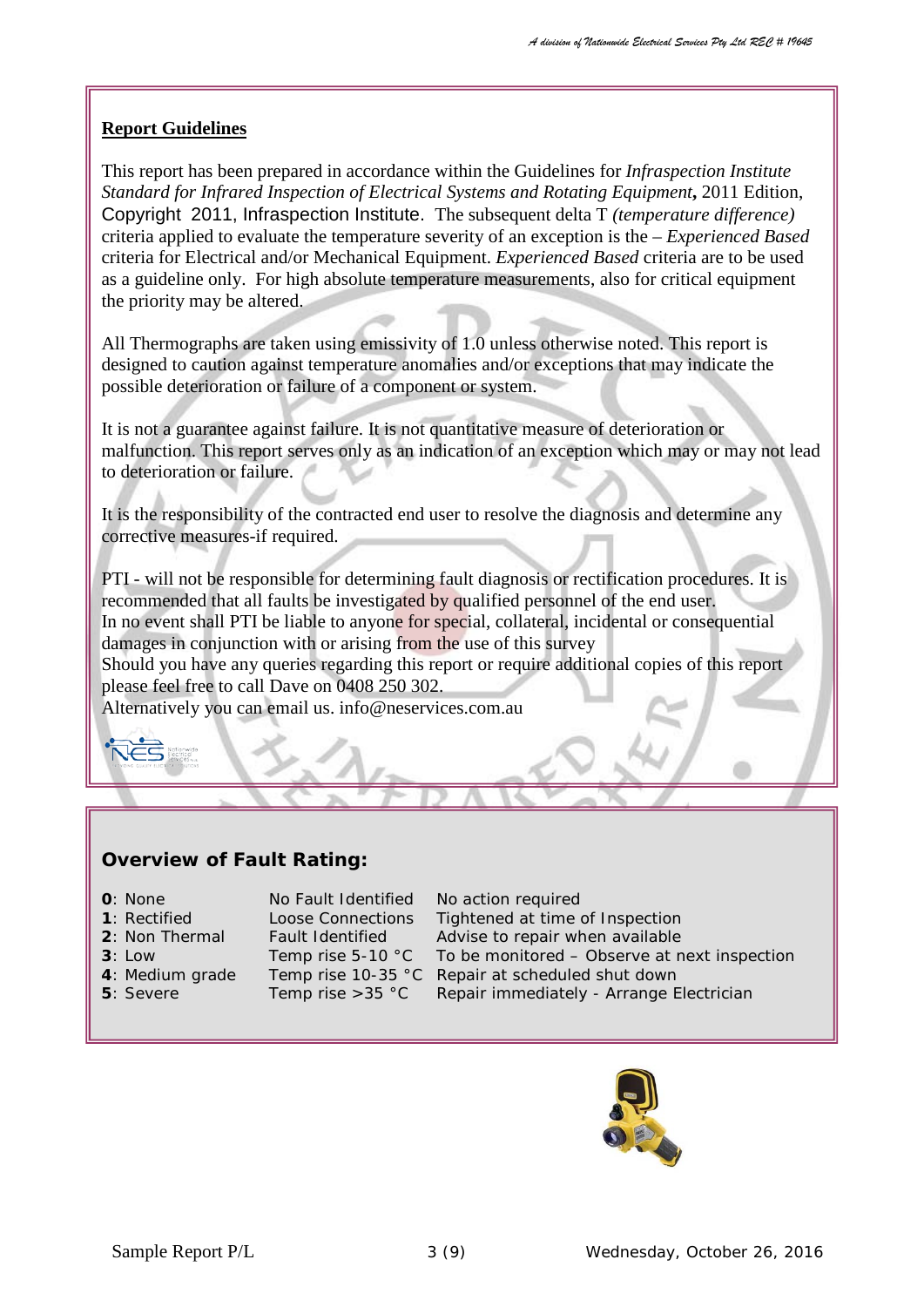## **Report Guidelines**

This report has been prepared in accordance within the Guidelines for *Infraspection Institute Standard for Infrared Inspection of Electrical Systems and Rotating Equipment***,** 2011 Edition, Copyright 2011, Infraspection Institute. The subsequent delta T *(temperature difference)* criteria applied to evaluate the temperature severity of an exception is the – *Experienced Based* criteria for Electrical and/or Mechanical Equipment. *Experienced Based* criteria are to be used as a guideline only. For high absolute temperature measurements, also for critical equipment the priority may be altered.

All Thermographs are taken using emissivity of 1.0 unless otherwise noted. This report is designed to caution against temperature anomalies and/or exceptions that may indicate the possible deterioration or failure of a component or system.

It is not a guarantee against failure. It is not quantitative measure of deterioration or malfunction. This report serves only as an indication of an exception which may or may not lead to deterioration or failure.

It is the responsibility of the contracted end user to resolve the diagnosis and determine any corrective measures-if required.

PTI - will not be responsible for determining fault diagnosis or rectification procedures. It is recommended that all faults be investigated by qualified personnel of the end user.
In no event shall PTI be liable to anyone for special, collateral, incidental or consequential damages in conjunction with or arising from the use of this survey
Should you have any queries regarding this report or require additional copies of this report please feel free to call Dave on 0408 250 302.
Alternatively you can email us. info@neservices.com.au

## **Overview of Fault Rating:**

| Rating | Condition | Action |
|---|---|---|
| **0**: None | No Fault Identified | No action required |
| **1**: Rectified | Loose Connections | Tightened at time of Inspection |
| **2**: Non Thermal | Fault Identified | Advise to repair when available |
| **3**: Low | Temp rise 5-10 °C | To be monitored – Observe at next inspection |
| **4**: Medium grade | Temp rise 10-35 °C | Repair at scheduled shut down |
| **5**: Severe | Temp rise >35 °C | Repair immediately - Arrange Electrician |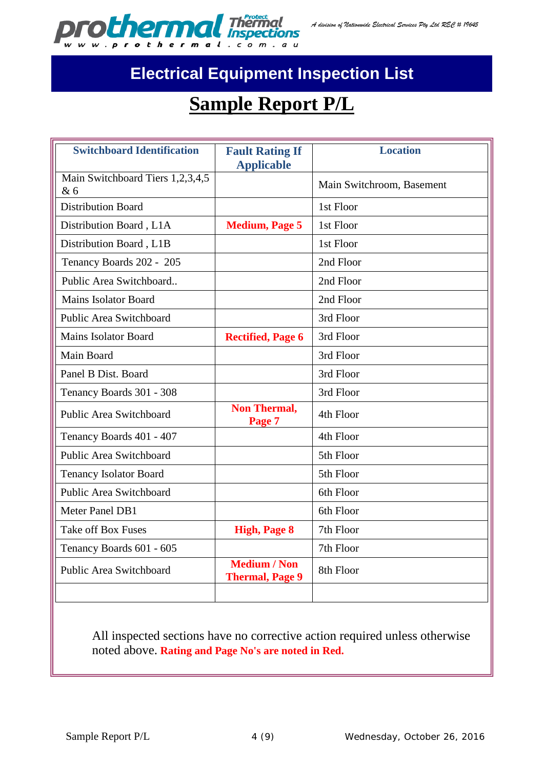# Electrical Equipment Inspection List

## Sample Report P/L

| Switchboard Identification | Fault Rating If Applicable | Location |
|---|---|---|
| Main Switchboard Tiers 1,2,3,4,5 & 6 | | Main Switchroom, Basement |
| Distribution Board | | 1st Floor |
| Distribution Board , L1A | **Medium, Page 5** | 1st Floor |
| Distribution Board , L1B | | 1st Floor |
| Tenancy Boards 202 - 205 | | 2nd Floor |
| Public Area Switchboard.. | | 2nd Floor |
| Mains Isolator Board | | 2nd Floor |
| Public Area Switchboard | | 3rd Floor |
| Mains Isolator Board | **Rectified, Page 6** | 3rd Floor |
| Main Board | | 3rd Floor |
| Panel B Dist. Board | | 3rd Floor |
| Tenancy Boards 301 - 308 | | 3rd Floor |
| Public Area Switchboard | **Non Thermal, Page 7** | 4th Floor |
| Tenancy Boards 401 - 407 | | 4th Floor |
| Public Area Switchboard | | 5th Floor |
| Tenancy Isolator Board | | 5th Floor |
| Public Area Switchboard | | 6th Floor |
| Meter Panel DB1 | | 6th Floor |
| Take off Box Fuses | **High, Page 8** | 7th Floor |
| Tenancy Boards 601 - 605 | | 7th Floor |
| Public Area Switchboard | **Medium / Non Thermal, Page 9** | 8th Floor |
| | | |

All inspected sections have no corrective action required unless otherwise noted above. **Rating and Page No's are noted in Red.**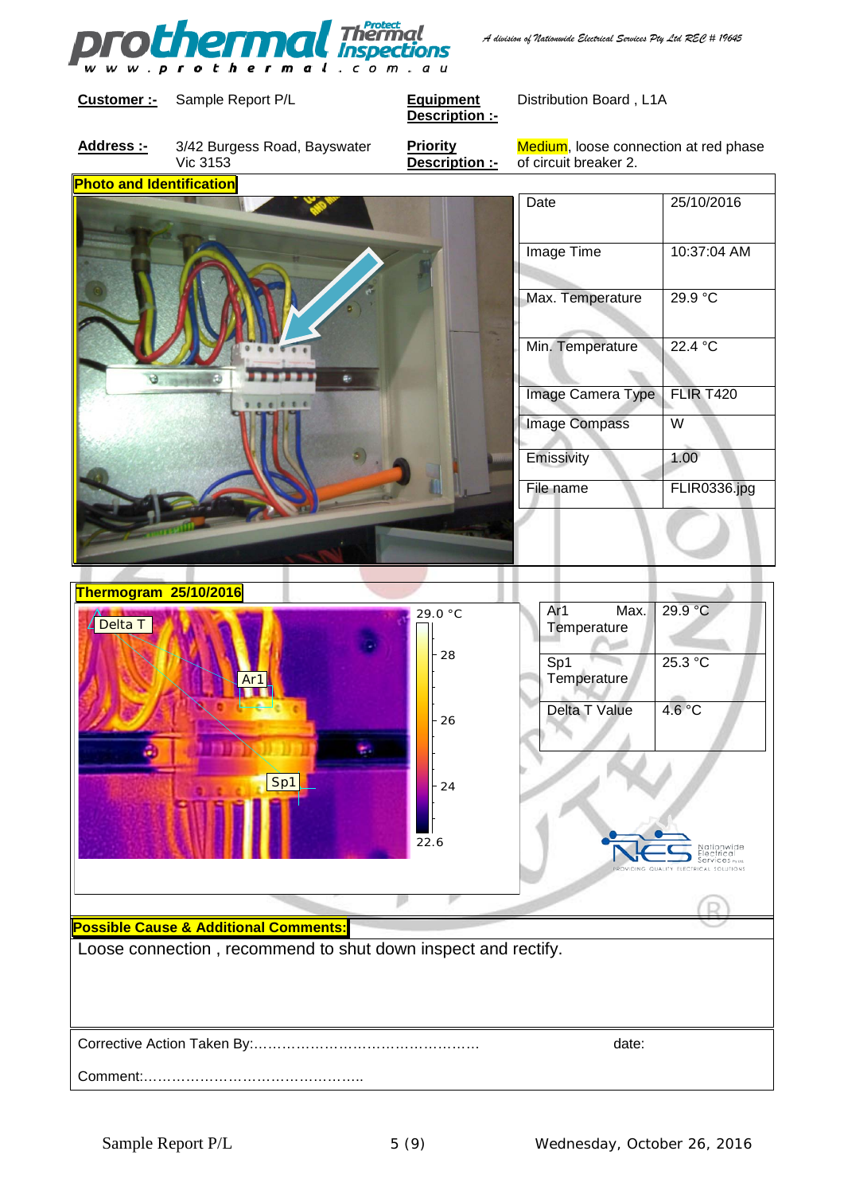| **Customer :-** | Sample Report P/L | **Equipment Description :-** | Distribution Board , L1A |
|---|---|---|---|
| **Address :-** | 3/42 Burgess Road, Bayswater Vic 3153 | **Priority Description :-** | Medium, loose connection at red phase of circuit breaker 2. |

**Photo and Identification**

| Date | 25/10/2016 |
|---|---|
| Image Time | 10:37:04 AM |
| Max. Temperature | 29.9 °C |
| Min. Temperature | 22.4 °C |
| Image Camera Type | FLIR T420 |
| Image Compass | W |
| Emissivity | 1.00 |
| File name | FLIR0336.jpg |

**Thermogram 25/10/2016**

| Ar1 Max. Temperature | 29.9 °C |
|---|---|
| Sp1 Temperature | 25.3 °C |
| Delta T Value | 4.6 °C |

**Possible Cause & Additional Comments:**

Loose connection , recommend to shut down inspect and rectify.

Corrective Action Taken By:…………………………………………… date:

Comment:…………………………………………..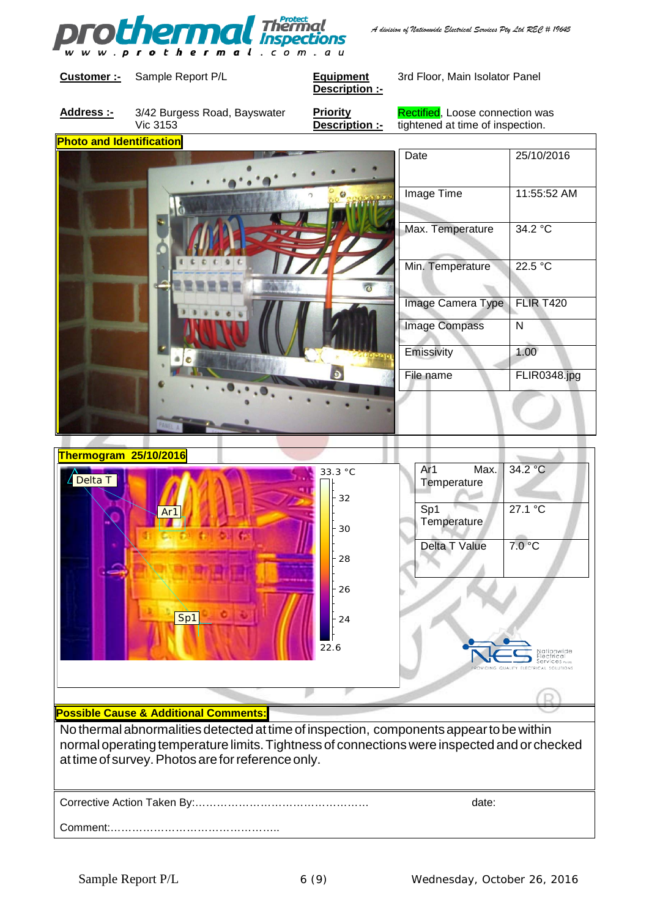**Customer :-** Sample Report P/L

**Equipment Description :-** 3rd Floor, Main Isolator Panel

**Address :-** 3/42 Burgess Road, Bayswater Vic 3153

**Priority Description :-** Rectified, Loose connection was tightened at time of inspection.

**Photo and Identification**

| | |
|---|---|
| Date | 25/10/2016 |
| Image Time | 11:55:52 AM |
| Max. Temperature | 34.2 °C |
| Min. Temperature | 22.5 °C |
| Image Camera Type | FLIR T420 |
| Image Compass | N |
| Emissivity | 1.00 |
| File name | FLIR0348.jpg |

**Thermogram 25/10/2016**

| | |
|---|---|
| Ar1 Max. Temperature | 34.2 °C |
| Sp1 Temperature | 27.1 °C |
| Delta T Value | 7.0 °C |

**Possible Cause & Additional Comments:**

No thermal abnormalities detected at time of inspection, components appear to be within normal operating temperature limits. Tightness of connections were inspected and or checked at time of survey. Photos are for reference only.

Corrective Action Taken By:………………………………………… date:

Comment:………………………………………..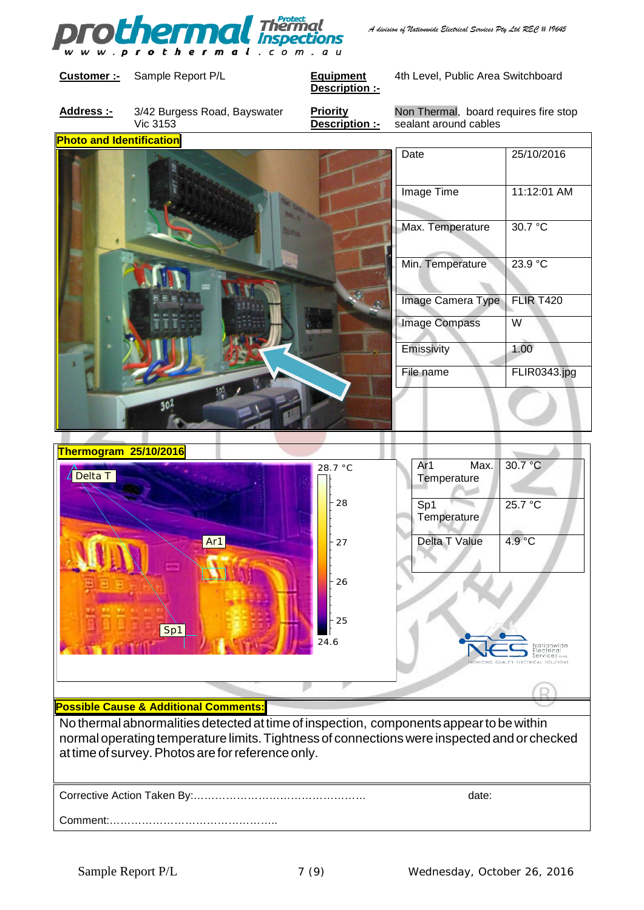A division of Nationwide Electrical Services Pty Ltd REC # 19645

| Customer :- | Sample Report P/L | Equipment Description :- | 4th Level, Public Area Switchboard |
|---|---|---|---|
| Address :- | 3/42 Burgess Road, Bayswater Vic 3153 | Priority Description :- | Non Thermal, board requires fire stop sealant around cables |

**Photo and Identification**

| Date | 25/10/2016 |
|---|---|
| Image Time | 11:12:01 AM |
| Max. Temperature | 30.7 °C |
| Min. Temperature | 23.9 °C |
| Image Camera Type | FLIR T420 |
| Image Compass | W |
| Emissivity | 1.00 |
| File name | FLIR0343.jpg |

**Thermogram 25/10/2016**

| Ar1 Max. Temperature | 30.7 °C |
|---|---|
| Sp1 Temperature | 25.7 °C |
| Delta T Value | 4.9 °C |

**Possible Cause & Additional Comments:**

No thermal abnormalities detected at time of inspection, components appear to be within normal operating temperature limits. Tightness of connections were inspected and or checked at time of survey. Photos are for reference only.

Corrective Action Taken By:………………………………………… date:

Comment:………………………………………..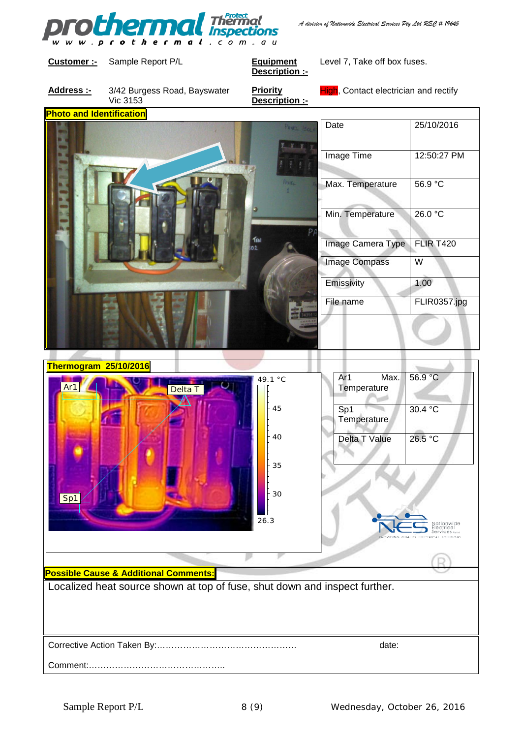*A division of Nationwide Electrical Services Pty Ltd REC # 19645*

| **Customer :-** | Sample Report P/L | **Equipment Description :-** | Level 7, Take off box fuses. |
|---|---|---|---|
| **Address :-** | 3/42 Burgess Road, Bayswater Vic 3153 | **Priority Description :-** | High, Contact electrician and rectify |

**Photo and Identification**

| | |
|---|---|
| Date | 25/10/2016 |
| Image Time | 12:50:27 PM |
| Max. Temperature | 56.9 °C |
| Min. Temperature | 26.0 °C |
| Image Camera Type | FLIR T420 |
| Image Compass | W |
| Emissivity | 1.00 |
| File name | FLIR0357.jpg |

**Thermogram 25/10/2016**

| | |
|---|---|
| Ar1 Max. Temperature | 56.9 °C |
| Sp1 Temperature | 30.4 °C |
| Delta T Value | 26.5 °C |

**Possible Cause & Additional Comments:**

Localized heat source shown at top of fuse, shut down and inspect further.

Corrective Action Taken By:………………………………………… date:

Comment:………………………………………..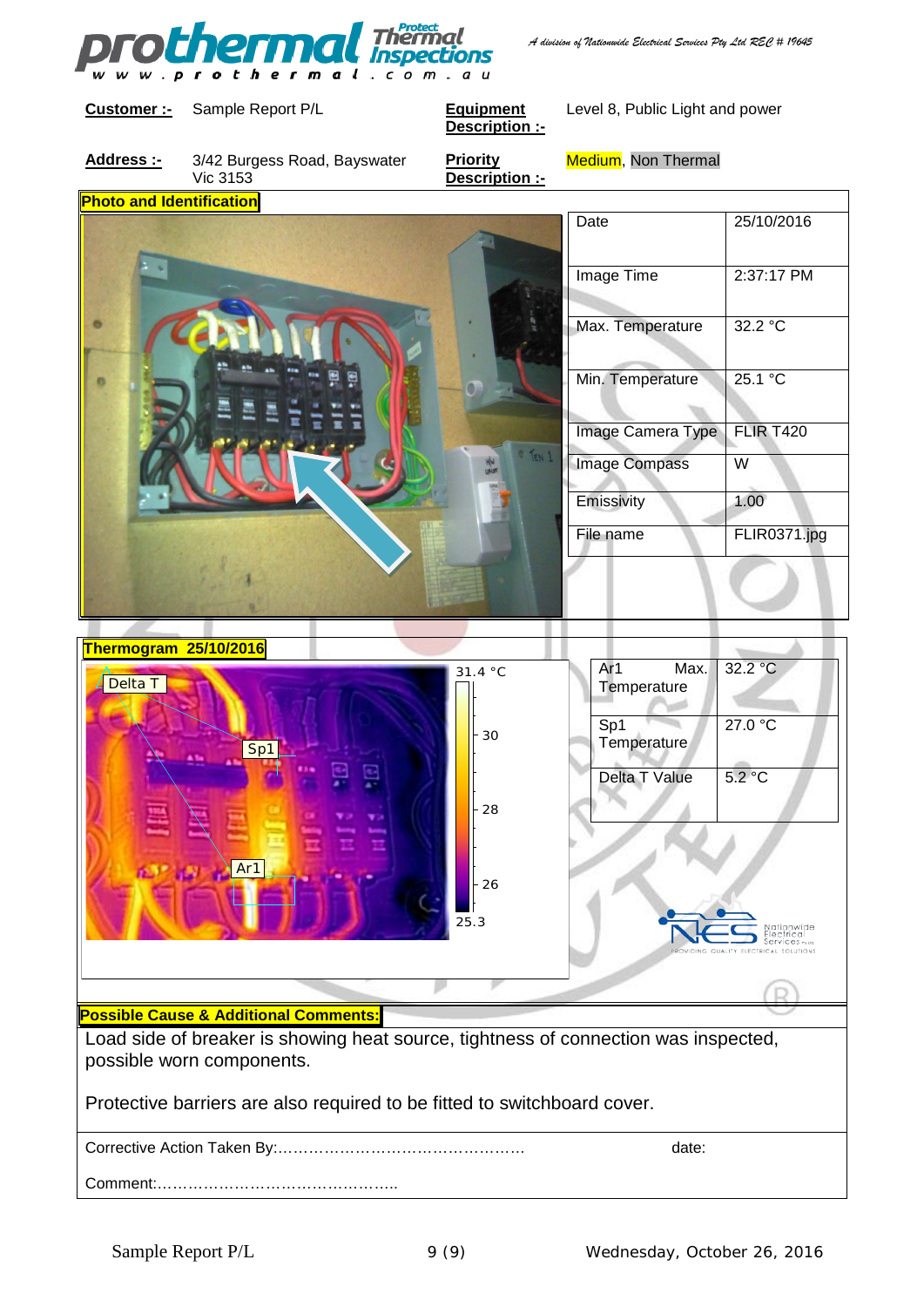A division of Nationwide Electrical Services Pty Ltd REC # 19645

| | | | |
|---|---|---|---|
| **Customer :-** | Sample Report P/L | **Equipment Description :-** | Level 8, Public Light and power |
| **Address :-** | 3/42 Burgess Road, Bayswater Vic 3153 | **Priority Description :-** | Medium, Non Thermal |

**Photo and Identification**

| | |
|---|---|
| Date | 25/10/2016 |
| Image Time | 2:37:17 PM |
| Max. Temperature | 32.2 °C |
| Min. Temperature | 25.1 °C |
| Image Camera Type | FLIR T420 |
| Image Compass | W |
| Emissivity | 1.00 |
| File name | FLIR0371.jpg |

**Thermogram 25/10/2016**

Delta T
Sp1
Ar1
31.4 °C
30
28
26
25.3

| | |
|---|---|
| Ar1 Max. Temperature | 32.2 °C |
| Sp1 Temperature | 27.0 °C |
| Delta T Value | 5.2 °C |

**Possible Cause & Additional Comments:**

Load side of breaker is showing heat source, tightness of connection was inspected, possible worn components.

Protective barriers are also required to be fitted to switchboard cover.

Corrective Action Taken By:…………………………………………  date:

Comment:………………………………………..